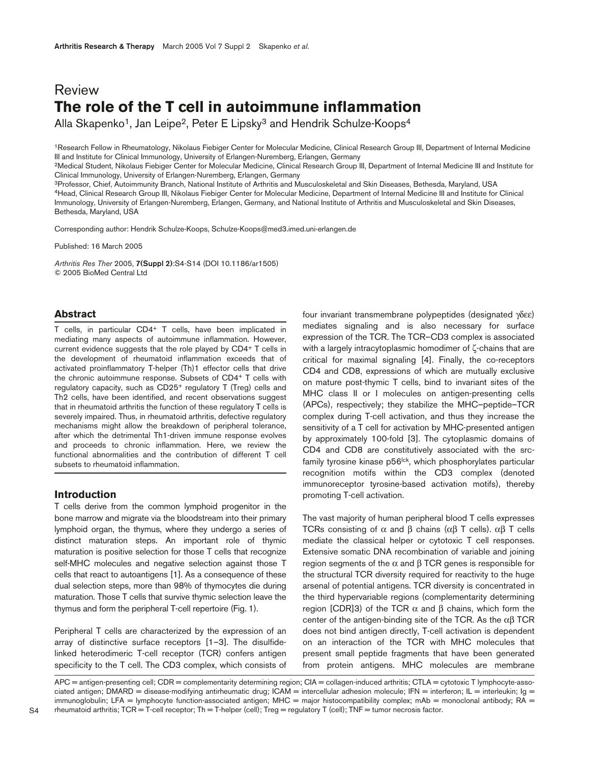Review

# The role of the T cell in autoimmune inflammation

Alla Skapenko[1], Jan Leipe[2], Peter E Lipsky[3] and Hendrik Schulze-Koops[4]

[1]Research Fellow in Rheumatology, Nikolaus Fiebiger Center for Molecular Medicine, Clinical Research Group III, Department of Internal Medicine III and Institute for Clinical Immunology, University of Erlangen-Nuremberg, Erlangen, Germany
[2]Medical Student, Nikolaus Fiebiger Center for Molecular Medicine, Clinical Research Group III, Department of Internal Medicine III and Institute for Clinical Immunology, University of Erlangen-Nuremberg, Erlangen, Germany
[3]Professor, Chief, Autoimmunity Branch, National Institute of Arthritis and Musculoskeletal and Skin Diseases, Bethesda, Maryland, USA
[4]Head, Clinical Research Group III, Nikolaus Fiebiger Center for Molecular Medicine, Department of Internal Medicine III and Institute for Clinical Immunology, University of Erlangen-Nuremberg, Erlangen, Germany, and National Institute of Arthritis and Musculoskeletal and Skin Diseases, Bethesda, Maryland, USA

Corresponding author: Hendrik Schulze-Koops, Schulze-Koops@med3.imed.uni-erlangen.de

Published: 16 March 2005

*Arthritis Res Ther* 2005, **7(Suppl 2)**:S4-S14 (DOI 10.1186/ar1505)
© 2005 BioMed Central Ltd

## Abstract

T cells, in particular $CD4^+$ T cells, have been implicated in mediating many aspects of autoimmune inflammation. However, current evidence suggests that the role played by $CD4^+$ T cells in the development of rheumatoid inflammation exceeds that of activated proinflammatory T-helper (Th)1 effector cells that drive the chronic autoimmune response. Subsets of $CD4^+$ T cells with regulatory capacity, such as $CD25^+$ regulatory T (Treg) cells and Th2 cells, have been identified, and recent observations suggest that in rheumatoid arthritis the function of these regulatory T cells is severely impaired. Thus, in rheumatoid arthritis, defective regulatory mechanisms might allow the breakdown of peripheral tolerance, after which the detrimental Th1-driven immune response evolves and proceeds to chronic inflammation. Here, we review the functional abnormalities and the contribution of different T cell subsets to rheumatoid inflammation.

## Introduction

T cells derive from the common lymphoid progenitor in the bone marrow and migrate via the bloodstream into their primary lymphoid organ, the thymus, where they undergo a series of distinct maturation steps. An important role of thymic maturation is positive selection for those T cells that recognize self-MHC molecules and negative selection against those T cells that react to autoantigens [1]. As a consequence of these dual selection steps, more than 98% of thymocytes die during maturation. Those T cells that survive thymic selection leave the thymus and form the peripheral T-cell repertoire (Fig. 1).

Peripheral T cells are characterized by the expression of an array of distinctive surface receptors [1–3]. The disulfide-linked heterodimeric T-cell receptor (TCR) confers antigen specificity to the T cell. The CD3 complex, which consists of four invariant transmembrane polypeptides (designated $\gamma\delta\varepsilon\varepsilon$) mediates signaling and is also necessary for surface expression of the TCR. The TCR–CD3 complex is associated with a largely intracytoplasmic homodimer of $\zeta$-chains that are critical for maximal signaling [4]. Finally, the co-receptors CD4 and CD8, expressions of which are mutually exclusive on mature post-thymic T cells, bind to invariant sites of the MHC class II or I molecules on antigen-presenting cells (APCs), respectively; they stabilize the MHC–peptide–TCR complex during T-cell activation, and thus they increase the sensitivity of a T cell for activation by MHC-presented antigen by approximately 100-fold [3]. The cytoplasmic domains of CD4 and CD8 are constitutively associated with the src-family tyrosine kinase $p56^{lck}$, which phosphorylates particular recognition motifs within the CD3 complex (denoted immunoreceptor tyrosine-based activation motifs), thereby promoting T-cell activation.

The vast majority of human peripheral blood T cells expresses TCRs consisting of $\alpha$ and $\beta$ chains ($\alpha\beta$ T cells). $\alpha\beta$ T cells mediate the classical helper or cytotoxic T cell responses. Extensive somatic DNA recombination of variable and joining region segments of the $\alpha$ and $\beta$ TCR genes is responsible for the structural TCR diversity required for reactivity to the huge arsenal of potential antigens. TCR diversity is concentrated in the third hypervariable regions (complementarity determining region [CDR]3) of the TCR $\alpha$ and $\beta$ chains, which form the center of the antigen-binding site of the TCR. As the $\alpha\beta$ TCR does not bind antigen directly, T-cell activation is dependent on an interaction of the TCR with MHC molecules that present small peptide fragments that have been generated from protein antigens. MHC molecules are membrane

APC = antigen-presenting cell; CDR = complementarity determining region; CIA = collagen-induced arthritis; CTLA = cytotoxic T lymphocyte-associated antigen; DMARD = disease-modifying antirheumatic drug; ICAM = intercellular adhesion molecule; IFN = interferon; IL = interleukin; Ig = immunoglobulin; LFA = lymphocyte function-associated antigen; MHC = major histocompatibility complex; mAb = monoclonal antibody; RA = rheumatoid arthritis; TCR = T-cell receptor; Th = T-helper (cell); Treg = regulatory T (cell); TNF = tumor necrosis factor.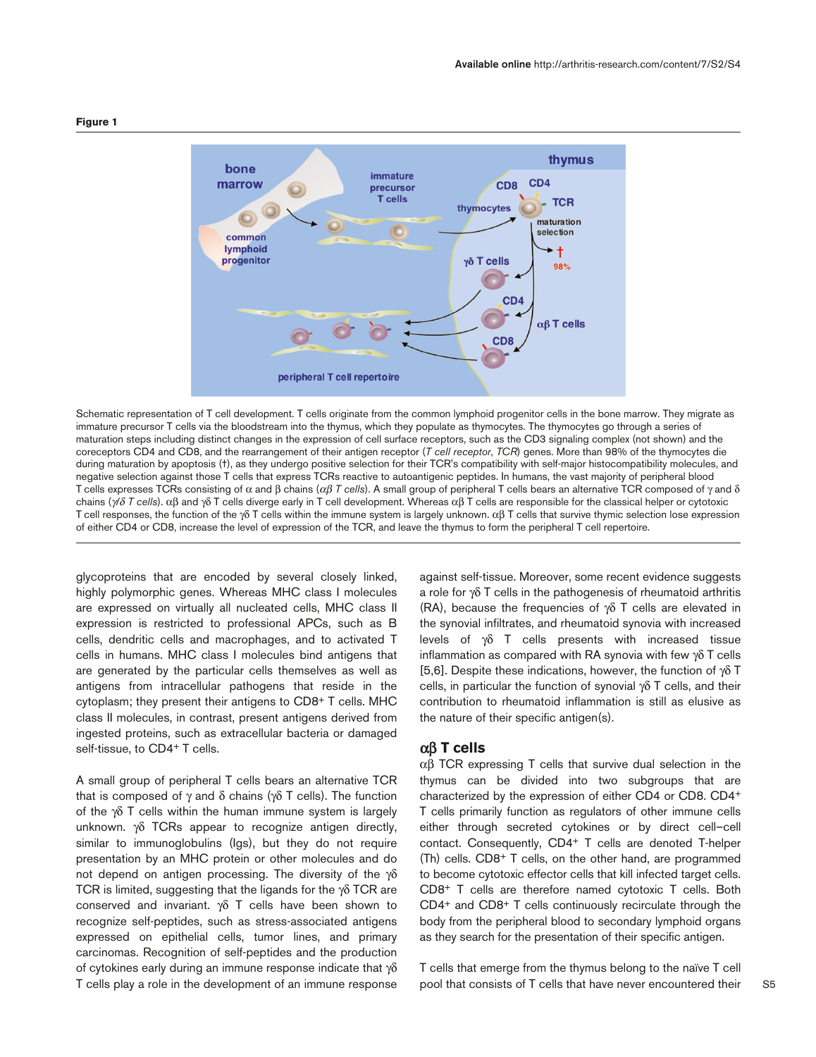**Figure 1**

Schematic representation of T cell development. T cells originate from the common lymphoid progenitor cells in the bone marrow. They migrate as immature precursor T cells via the bloodstream into the thymus, which they populate as thymocytes. The thymocytes go through a series of maturation steps including distinct changes in the expression of cell surface receptors, such as the CD3 signaling complex (not shown) and the coreceptors CD4 and CD8, and the rearrangement of their antigen receptor (*T cell receptor*, *TCR*) genes. More than 98% of the thymocytes die during maturation by apoptosis (†), as they undergo positive selection for their TCR's compatibility with self-major histocompatibility molecules, and negative selection against those T cells that express TCRs reactive to autoantigenic peptides. In humans, the vast majority of peripheral blood T cells expresses TCRs consisting of α and β chains (*αβ T cells*). A small group of peripheral T cells bears an alternative TCR composed of γ and δ chains (*γ/δ T cells*). αβ and γδ T cells diverge early in T cell development. Whereas αβ T cells are responsible for the classical helper or cytotoxic T cell responses, the function of the γδ T cells within the immune system is largely unknown. αβ T cells that survive thymic selection lose expression of either CD4 or CD8, increase the level of expression of the TCR, and leave the thymus to form the peripheral T cell repertoire.

glycoproteins that are encoded by several closely linked, highly polymorphic genes. Whereas MHC class I molecules are expressed on virtually all nucleated cells, MHC class II expression is restricted to professional APCs, such as B cells, dendritic cells and macrophages, and to activated T cells in humans. MHC class I molecules bind antigens that are generated by the particular cells themselves as well as antigens from intracellular pathogens that reside in the cytoplasm; they present their antigens to CD8+ T cells. MHC class II molecules, in contrast, present antigens derived from ingested proteins, such as extracellular bacteria or damaged self-tissue, to CD4+ T cells.

A small group of peripheral T cells bears an alternative TCR that is composed of γ and δ chains (γδ T cells). The function of the γδ T cells within the human immune system is largely unknown. γδ TCRs appear to recognize antigen directly, similar to immunoglobulins (Igs), but they do not require presentation by an MHC protein or other molecules and do not depend on antigen processing. The diversity of the γδ TCR is limited, suggesting that the ligands for the γδ TCR are conserved and invariant. γδ T cells have been shown to recognize self-peptides, such as stress-associated antigens expressed on epithelial cells, tumor lines, and primary carcinomas. Recognition of self-peptides and the production of cytokines early during an immune response indicate that γδ T cells play a role in the development of an immune response against self-tissue. Moreover, some recent evidence suggests a role for γδ T cells in the pathogenesis of rheumatoid arthritis (RA), because the frequencies of γδ T cells are elevated in the synovial infiltrates, and rheumatoid synovia with increased levels of γδ T cells presents with increased tissue inflammation as compared with RA synovia with few γδ T cells [5,6]. Despite these indications, however, the function of γδ T cells, in particular the function of synovial γδ T cells, and their contribution to rheumatoid inflammation is still as elusive as the nature of their specific antigen(s).

## αβ T cells

αβ TCR expressing T cells that survive dual selection in the thymus can be divided into two subgroups that are characterized by the expression of either CD4 or CD8. CD4+ T cells primarily function as regulators of other immune cells either through secreted cytokines or by direct cell–cell contact. Consequently, CD4+ T cells are denoted T-helper (Th) cells. CD8+ T cells, on the other hand, are programmed to become cytotoxic effector cells that kill infected target cells. CD8+ T cells are therefore named cytotoxic T cells. Both CD4+ and CD8+ T cells continuously recirculate through the body from the peripheral blood to secondary lymphoid organs as they search for the presentation of their specific antigen.

T cells that emerge from the thymus belong to the naïve T cell pool that consists of T cells that have never encountered their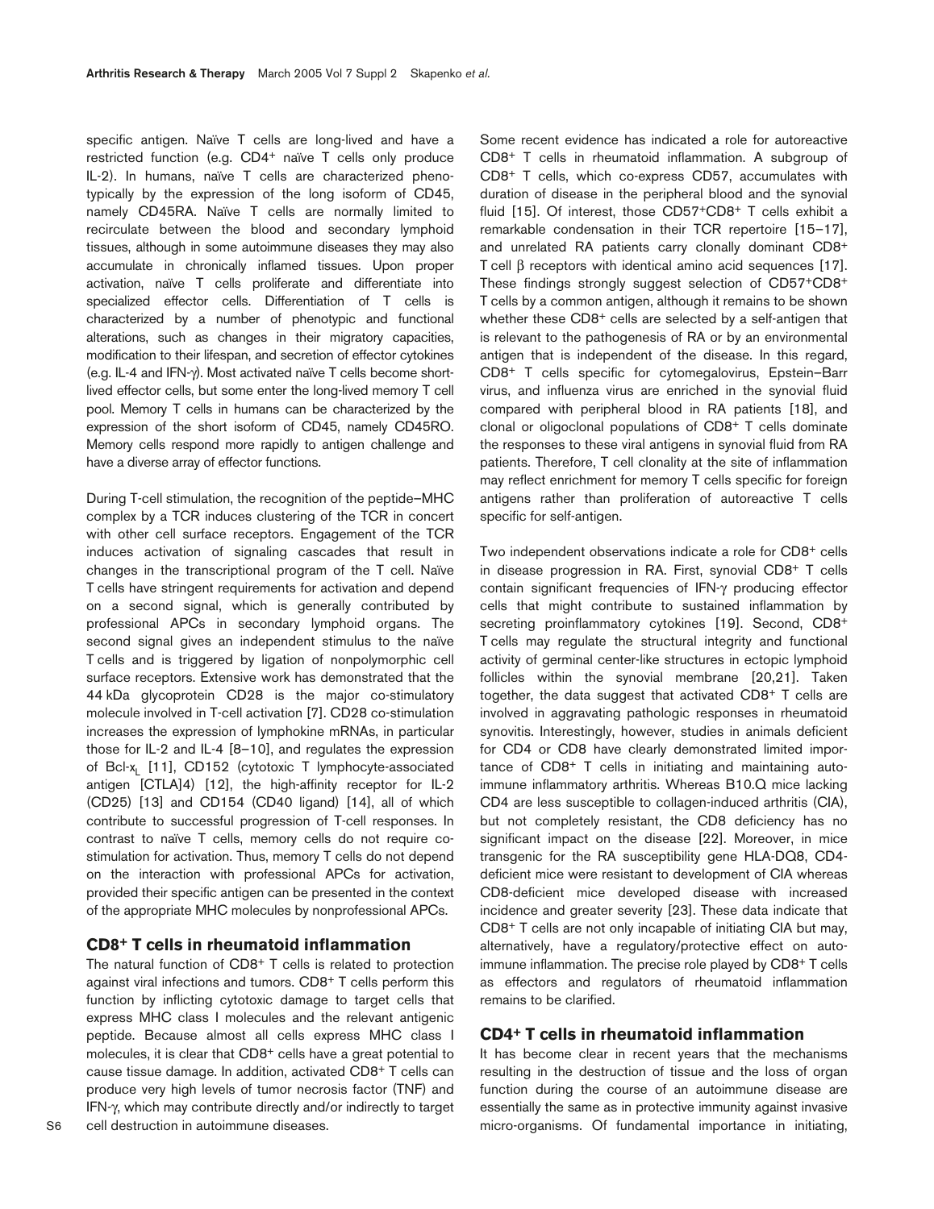specific antigen. Naïve T cells are long-lived and have a restricted function (e.g. CD4+ naïve T cells only produce IL-2). In humans, naïve T cells are characterized phenotypically by the expression of the long isoform of CD45, namely CD45RA. Naïve T cells are normally limited to recirculate between the blood and secondary lymphoid tissues, although in some autoimmune diseases they may also accumulate in chronically inflamed tissues. Upon proper activation, naïve T cells proliferate and differentiate into specialized effector cells. Differentiation of T cells is characterized by a number of phenotypic and functional alterations, such as changes in their migratory capacities, modification to their lifespan, and secretion of effector cytokines (e.g. IL-4 and IFN-γ). Most activated naïve T cells become short-lived effector cells, but some enter the long-lived memory T cell pool. Memory T cells in humans can be characterized by the expression of the short isoform of CD45, namely CD45RO. Memory cells respond more rapidly to antigen challenge and have a diverse array of effector functions.

During T-cell stimulation, the recognition of the peptide–MHC complex by a TCR induces clustering of the TCR in concert with other cell surface receptors. Engagement of the TCR induces activation of signaling cascades that result in changes in the transcriptional program of the T cell. Naïve T cells have stringent requirements for activation and depend on a second signal, which is generally contributed by professional APCs in secondary lymphoid organs. The second signal gives an independent stimulus to the naïve T cells and is triggered by ligation of nonpolymorphic cell surface receptors. Extensive work has demonstrated that the 44 kDa glycoprotein CD28 is the major co-stimulatory molecule involved in T-cell activation [7]. CD28 co-stimulation increases the expression of lymphokine mRNAs, in particular those for IL-2 and IL-4 [8–10], and regulates the expression of Bcl-$x_L$ [11], CD152 (cytotoxic T lymphocyte-associated antigen [CTLA]4) [12], the high-affinity receptor for IL-2 (CD25) [13] and CD154 (CD40 ligand) [14], all of which contribute to successful progression of T-cell responses. In contrast to naïve T cells, memory cells do not require co-stimulation for activation. Thus, memory T cells do not depend on the interaction with professional APCs for activation, provided their specific antigen can be presented in the context of the appropriate MHC molecules by nonprofessional APCs.

## CD8+ T cells in rheumatoid inflammation

The natural function of CD8+ T cells is related to protection against viral infections and tumors. CD8+ T cells perform this function by inflicting cytotoxic damage to target cells that express MHC class I molecules and the relevant antigenic peptide. Because almost all cells express MHC class I molecules, it is clear that CD8+ cells have a great potential to cause tissue damage. In addition, activated CD8+ T cells can produce very high levels of tumor necrosis factor (TNF) and IFN-γ, which may contribute directly and/or indirectly to target cell destruction in autoimmune diseases.

Some recent evidence has indicated a role for autoreactive CD8+ T cells in rheumatoid inflammation. A subgroup of CD8+ T cells, which co-express CD57, accumulates with duration of disease in the peripheral blood and the synovial fluid [15]. Of interest, those CD57+CD8+ T cells exhibit a remarkable condensation in their TCR repertoire [15–17], and unrelated RA patients carry clonally dominant CD8+ T cell β receptors with identical amino acid sequences [17]. These findings strongly suggest selection of CD57+CD8+ T cells by a common antigen, although it remains to be shown whether these CD8+ cells are selected by a self-antigen that is relevant to the pathogenesis of RA or by an environmental antigen that is independent of the disease. In this regard, CD8+ T cells specific for cytomegalovirus, Epstein–Barr virus, and influenza virus are enriched in the synovial fluid compared with peripheral blood in RA patients [18], and clonal or oligoclonal populations of CD8+ T cells dominate the responses to these viral antigens in synovial fluid from RA patients. Therefore, T cell clonality at the site of inflammation may reflect enrichment for memory T cells specific for foreign antigens rather than proliferation of autoreactive T cells specific for self-antigen.

Two independent observations indicate a role for CD8+ cells in disease progression in RA. First, synovial CD8+ T cells contain significant frequencies of IFN-γ producing effector cells that might contribute to sustained inflammation by secreting proinflammatory cytokines [19]. Second, CD8+ T cells may regulate the structural integrity and functional activity of germinal center-like structures in ectopic lymphoid follicles within the synovial membrane [20,21]. Taken together, the data suggest that activated CD8+ T cells are involved in aggravating pathologic responses in rheumatoid synovitis. Interestingly, however, studies in animals deficient for CD4 or CD8 have clearly demonstrated limited importance of CD8+ T cells in initiating and maintaining autoimmune inflammatory arthritis. Whereas B10.Q mice lacking CD4 are less susceptible to collagen-induced arthritis (CIA), but not completely resistant, the CD8 deficiency has no significant impact on the disease [22]. Moreover, in mice transgenic for the RA susceptibility gene HLA-DQ8, CD4-deficient mice were resistant to development of CIA whereas CD8-deficient mice developed disease with increased incidence and greater severity [23]. These data indicate that CD8+ T cells are not only incapable of initiating CIA but may, alternatively, have a regulatory/protective effect on autoimmune inflammation. The precise role played by CD8+ T cells as effectors and regulators of rheumatoid inflammation remains to be clarified.

## CD4+ T cells in rheumatoid inflammation

It has become clear in recent years that the mechanisms resulting in the destruction of tissue and the loss of organ function during the course of an autoimmune disease are essentially the same as in protective immunity against invasive micro-organisms. Of fundamental importance in initiating,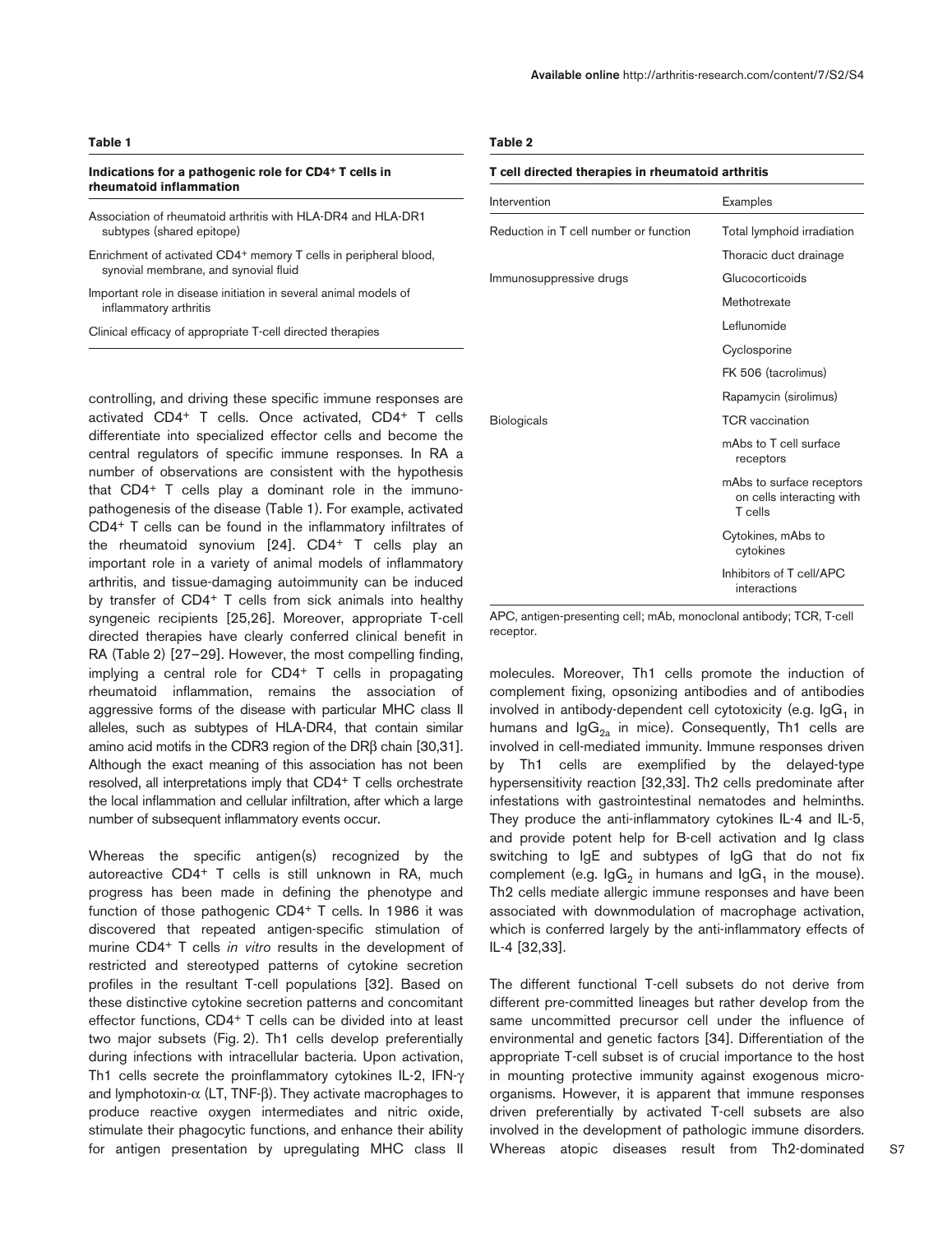**Table 1**

**Indications for a pathogenic role for CD4+ T cells in rheumatoid inflammation**

| |
|---|
| Association of rheumatoid arthritis with HLA-DR4 and HLA-DR1 subtypes (shared epitope) |
| Enrichment of activated CD4+ memory T cells in peripheral blood, synovial membrane, and synovial fluid |
| Important role in disease initiation in several animal models of inflammatory arthritis |
| Clinical efficacy of appropriate T-cell directed therapies |

**Table 2**

**T cell directed therapies in rheumatoid arthritis**

| Intervention | Examples |
|---|---|
| Reduction in T cell number or function | Total lymphoid irradiation |
| | Thoracic duct drainage |
| Immunosuppressive drugs | Glucocorticoids |
| | Methotrexate |
| | Leflunomide |
| | Cyclosporine |
| | FK 506 (tacrolimus) |
| | Rapamycin (sirolimus) |
| Biologicals | TCR vaccination |
| | mAbs to T cell surface receptors |
| | mAbs to surface receptors on cells interacting with T cells |
| | Cytokines, mAbs to cytokines |
| | Inhibitors of T cell/APC interactions |

APC, antigen-presenting cell; mAb, monoclonal antibody; TCR, T-cell receptor.

controlling, and driving these specific immune responses are activated CD4+ T cells. Once activated, CD4+ T cells differentiate into specialized effector cells and become the central regulators of specific immune responses. In RA a number of observations are consistent with the hypothesis that CD4+ T cells play a dominant role in the immunopathogenesis of the disease (Table 1). For example, activated CD4+ T cells can be found in the inflammatory infiltrates of the rheumatoid synovium [24]. CD4+ T cells play an important role in a variety of animal models of inflammatory arthritis, and tissue-damaging autoimmunity can be induced by transfer of CD4+ T cells from sick animals into healthy syngeneic recipients [25,26]. Moreover, appropriate T-cell directed therapies have clearly conferred clinical benefit in RA (Table 2) [27–29]. However, the most compelling finding, implying a central role for CD4+ T cells in propagating rheumatoid inflammation, remains the association of aggressive forms of the disease with particular MHC class II alleles, such as subtypes of HLA-DR4, that contain similar amino acid motifs in the CDR3 region of the DRβ chain [30,31]. Although the exact meaning of this association has not been resolved, all interpretations imply that CD4+ T cells orchestrate the local inflammation and cellular infiltration, after which a large number of subsequent inflammatory events occur.

Whereas the specific antigen(s) recognized by the autoreactive CD4+ T cells is still unknown in RA, much progress has been made in defining the phenotype and function of those pathogenic CD4+ T cells. In 1986 it was discovered that repeated antigen-specific stimulation of murine CD4+ T cells *in vitro* results in the development of restricted and stereotyped patterns of cytokine secretion profiles in the resultant T-cell populations [32]. Based on these distinctive cytokine secretion patterns and concomitant effector functions, CD4+ T cells can be divided into at least two major subsets (Fig. 2). Th1 cells develop preferentially during infections with intracellular bacteria. Upon activation, Th1 cells secrete the proinflammatory cytokines IL-2, IFN-γ and lymphotoxin-α (LT, TNF-β). They activate macrophages to produce reactive oxygen intermediates and nitric oxide, stimulate their phagocytic functions, and enhance their ability for antigen presentation by upregulating MHC class II molecules. Moreover, Th1 cells promote the induction of complement fixing, opsonizing antibodies and of antibodies involved in antibody-dependent cell cytotoxicity (e.g. $IgG_1$ in humans and $IgG_{2a}$ in mice). Consequently, Th1 cells are involved in cell-mediated immunity. Immune responses driven by Th1 cells are exemplified by the delayed-type hypersensitivity reaction [32,33]. Th2 cells predominate after infestations with gastrointestinal nematodes and helminths. They produce the anti-inflammatory cytokines IL-4 and IL-5, and provide potent help for B-cell activation and Ig class switching to IgE and subtypes of IgG that do not fix complement (e.g. $IgG_2$ in humans and $IgG_1$ in the mouse). Th2 cells mediate allergic immune responses and have been associated with downmodulation of macrophage activation, which is conferred largely by the anti-inflammatory effects of IL-4 [32,33].

The different functional T-cell subsets do not derive from different pre-committed lineages but rather develop from the same uncommitted precursor cell under the influence of environmental and genetic factors [34]. Differentiation of the appropriate T-cell subset is of crucial importance to the host in mounting protective immunity against exogenous microorganisms. However, it is apparent that immune responses driven preferentially by activated T-cell subsets are also involved in the development of pathologic immune disorders. Whereas atopic diseases result from Th2-dominated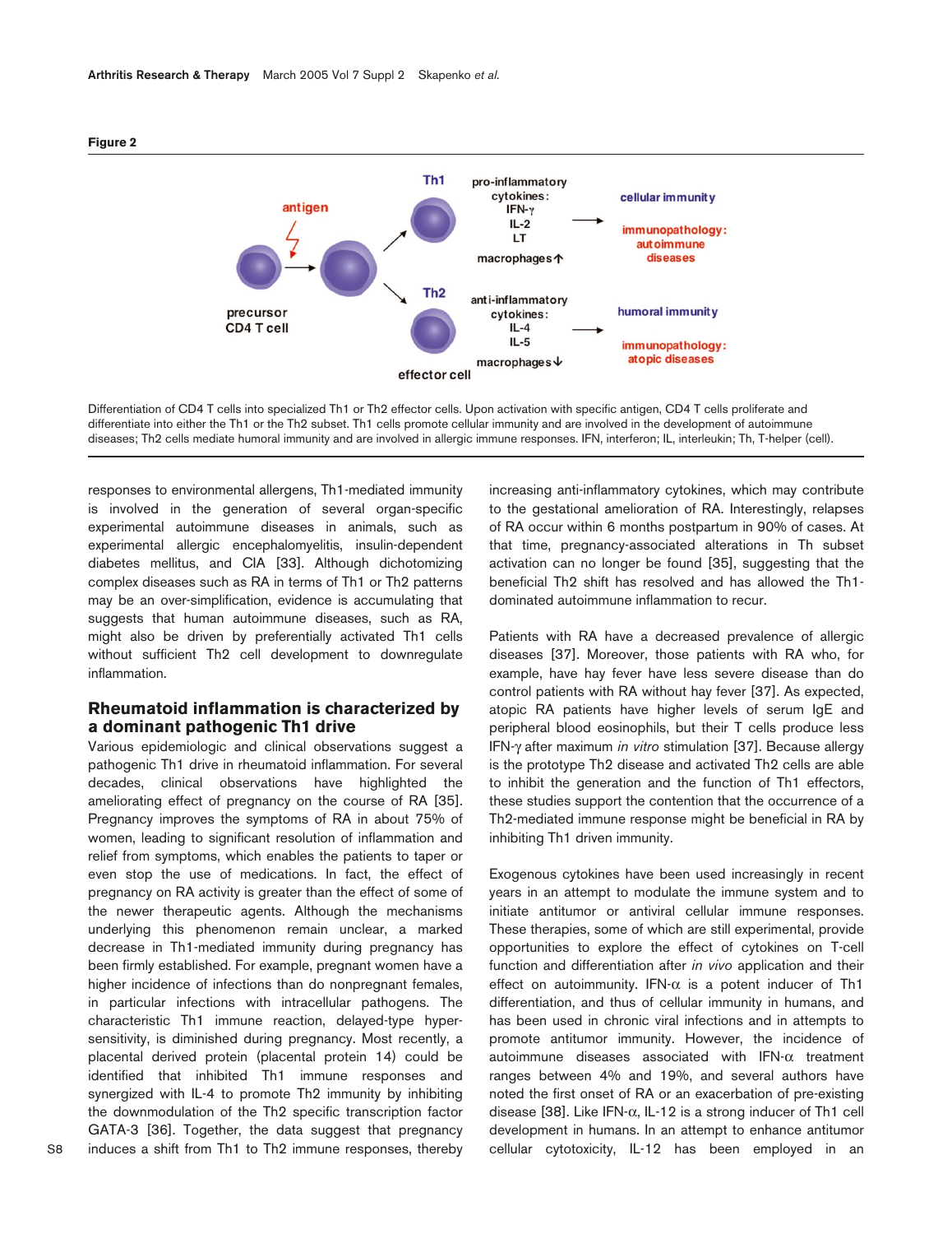**Figure 2**

Differentiation of CD4 T cells into specialized Th1 or Th2 effector cells. Upon activation with specific antigen, CD4 T cells proliferate and differentiate into either the Th1 or the Th2 subset. Th1 cells promote cellular immunity and are involved in the development of autoimmune diseases; Th2 cells mediate humoral immunity and are involved in allergic immune responses. IFN, interferon; IL, interleukin; Th, T-helper (cell).

responses to environmental allergens, Th1-mediated immunity is involved in the generation of several organ-specific experimental autoimmune diseases in animals, such as experimental allergic encephalomyelitis, insulin-dependent diabetes mellitus, and CIA [33]. Although dichotomizing complex diseases such as RA in terms of Th1 or Th2 patterns may be an over-simplification, evidence is accumulating that suggests that human autoimmune diseases, such as RA, might also be driven by preferentially activated Th1 cells without sufficient Th2 cell development to downregulate inflammation.

## Rheumatoid inflammation is characterized by a dominant pathogenic Th1 drive

Various epidemiologic and clinical observations suggest a pathogenic Th1 drive in rheumatoid inflammation. For several decades, clinical observations have highlighted the ameliorating effect of pregnancy on the course of RA [35]. Pregnancy improves the symptoms of RA in about 75% of women, leading to significant resolution of inflammation and relief from symptoms, which enables the patients to taper or even stop the use of medications. In fact, the effect of pregnancy on RA activity is greater than the effect of some of the newer therapeutic agents. Although the mechanisms underlying this phenomenon remain unclear, a marked decrease in Th1-mediated immunity during pregnancy has been firmly established. For example, pregnant women have a higher incidence of infections than do nonpregnant females, in particular infections with intracellular pathogens. The characteristic Th1 immune reaction, delayed-type hypersensitivity, is diminished during pregnancy. Most recently, a placental derived protein (placental protein 14) could be identified that inhibited Th1 immune responses and synergized with IL-4 to promote Th2 immunity by inhibiting the downmodulation of the Th2 specific transcription factor GATA-3 [36]. Together, the data suggest that pregnancy induces a shift from Th1 to Th2 immune responses, thereby increasing anti-inflammatory cytokines, which may contribute to the gestational amelioration of RA. Interestingly, relapses of RA occur within 6 months postpartum in 90% of cases. At that time, pregnancy-associated alterations in Th subset activation can no longer be found [35], suggesting that the beneficial Th2 shift has resolved and has allowed the Th1-dominated autoimmune inflammation to recur.

Patients with RA have a decreased prevalence of allergic diseases [37]. Moreover, those patients with RA who, for example, have hay fever have less severe disease than do control patients with RA without hay fever [37]. As expected, atopic RA patients have higher levels of serum IgE and peripheral blood eosinophils, but their T cells produce less IFN-γ after maximum *in vitro* stimulation [37]. Because allergy is the prototype Th2 disease and activated Th2 cells are able to inhibit the generation and the function of Th1 effectors, these studies support the contention that the occurrence of a Th2-mediated immune response might be beneficial in RA by inhibiting Th1 driven immunity.

Exogenous cytokines have been used increasingly in recent years in an attempt to modulate the immune system and to initiate antitumor or antiviral cellular immune responses. These therapies, some of which are still experimental, provide opportunities to explore the effect of cytokines on T-cell function and differentiation after *in vivo* application and their effect on autoimmunity. IFN-α is a potent inducer of Th1 differentiation, and thus of cellular immunity in humans, and has been used in chronic viral infections and in attempts to promote antitumor immunity. However, the incidence of autoimmune diseases associated with IFN-α treatment ranges between 4% and 19%, and several authors have noted the first onset of RA or an exacerbation of pre-existing disease [38]. Like IFN-α, IL-12 is a strong inducer of Th1 cell development in humans. In an attempt to enhance antitumor cellular cytotoxicity, IL-12 has been employed in an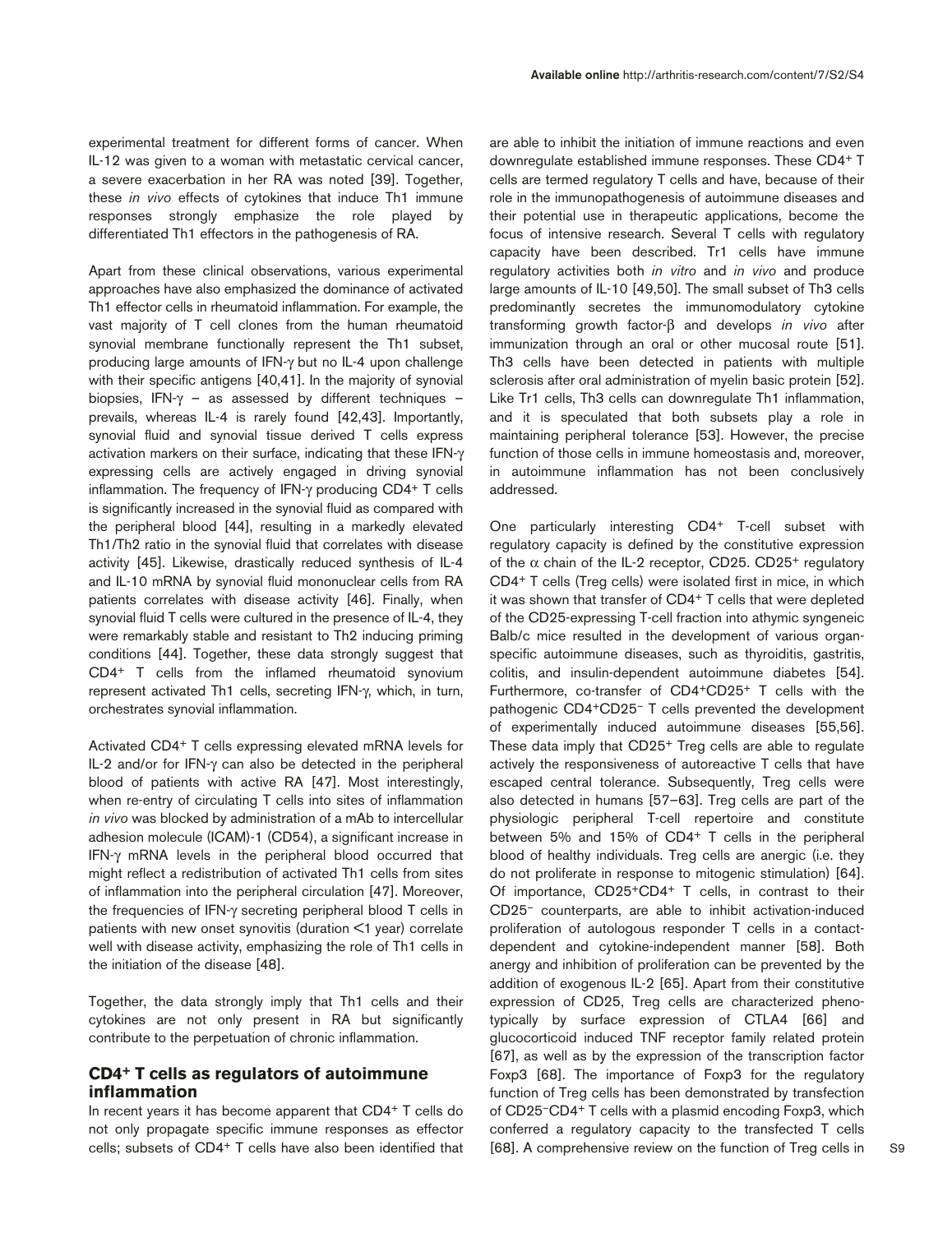experimental treatment for different forms of cancer. When IL-12 was given to a woman with metastatic cervical cancer, a severe exacerbation in her RA was noted [39]. Together, these *in vivo* effects of cytokines that induce Th1 immune responses strongly emphasize the role played by differentiated Th1 effectors in the pathogenesis of RA.

Apart from these clinical observations, various experimental approaches have also emphasized the dominance of activated Th1 effector cells in rheumatoid inflammation. For example, the vast majority of T cell clones from the human rheumatoid synovial membrane functionally represent the Th1 subset, producing large amounts of IFN-γ but no IL-4 upon challenge with their specific antigens [40,41]. In the majority of synovial biopsies, IFN-γ – as assessed by different techniques – prevails, whereas IL-4 is rarely found [42,43]. Importantly, synovial fluid and synovial tissue derived T cells express activation markers on their surface, indicating that these IFN-γ expressing cells are actively engaged in driving synovial inflammation. The frequency of IFN-γ producing CD4+ T cells is significantly increased in the synovial fluid as compared with the peripheral blood [44], resulting in a markedly elevated Th1/Th2 ratio in the synovial fluid that correlates with disease activity [45]. Likewise, drastically reduced synthesis of IL-4 and IL-10 mRNA by synovial fluid mononuclear cells from RA patients correlates with disease activity [46]. Finally, when synovial fluid T cells were cultured in the presence of IL-4, they were remarkably stable and resistant to Th2 inducing priming conditions [44]. Together, these data strongly suggest that CD4+ T cells from the inflamed rheumatoid synovium represent activated Th1 cells, secreting IFN-γ, which, in turn, orchestrates synovial inflammation.

Activated CD4+ T cells expressing elevated mRNA levels for IL-2 and/or for IFN-γ can also be detected in the peripheral blood of patients with active RA [47]. Most interestingly, when re-entry of circulating T cells into sites of inflammation *in vivo* was blocked by administration of a mAb to intercellular adhesion molecule (ICAM)-1 (CD54), a significant increase in IFN-γ mRNA levels in the peripheral blood occurred that might reflect a redistribution of activated Th1 cells from sites of inflammation into the peripheral circulation [47]. Moreover, the frequencies of IFN-γ secreting peripheral blood T cells in patients with new onset synovitis (duration <1 year) correlate well with disease activity, emphasizing the role of Th1 cells in the initiation of the disease [48].

Together, the data strongly imply that Th1 cells and their cytokines are not only present in RA but significantly contribute to the perpetuation of chronic inflammation.

## CD4+ T cells as regulators of autoimmune inflammation

In recent years it has become apparent that CD4+ T cells do not only propagate specific immune responses as effector cells; subsets of CD4+ T cells have also been identified that are able to inhibit the initiation of immune reactions and even downregulate established immune responses. These CD4+ T cells are termed regulatory T cells and have, because of their role in the immunopathogenesis of autoimmune diseases and their potential use in therapeutic applications, become the focus of intensive research. Several T cells with regulatory capacity have been described. Tr1 cells have immune regulatory activities both *in vitro* and *in vivo* and produce large amounts of IL-10 [49,50]. The small subset of Th3 cells predominantly secretes the immunomodulatory cytokine transforming growth factor-β and develops *in vivo* after immunization through an oral or other mucosal route [51]. Th3 cells have been detected in patients with multiple sclerosis after oral administration of myelin basic protein [52]. Like Tr1 cells, Th3 cells can downregulate Th1 inflammation, and it is speculated that both subsets play a role in maintaining peripheral tolerance [53]. However, the precise function of those cells in immune homeostasis and, moreover, in autoimmune inflammation has not been conclusively addressed.

One particularly interesting CD4+ T-cell subset with regulatory capacity is defined by the constitutive expression of the α chain of the IL-2 receptor, CD25. CD25+ regulatory CD4+ T cells (Treg cells) were isolated first in mice, in which it was shown that transfer of CD4+ T cells that were depleted of the CD25-expressing T-cell fraction into athymic syngeneic Balb/c mice resulted in the development of various organ-specific autoimmune diseases, such as thyroiditis, gastritis, colitis, and insulin-dependent autoimmune diabetes [54]. Furthermore, co-transfer of CD4+CD25+ T cells with the pathogenic CD4+CD25− T cells prevented the development of experimentally induced autoimmune diseases [55,56]. These data imply that CD25+ Treg cells are able to regulate actively the responsiveness of autoreactive T cells that have escaped central tolerance. Subsequently, Treg cells were also detected in humans [57–63]. Treg cells are part of the physiologic peripheral T-cell repertoire and constitute between 5% and 15% of CD4+ T cells in the peripheral blood of healthy individuals. Treg cells are anergic (i.e. they do not proliferate in response to mitogenic stimulation) [64]. Of importance, CD25+CD4+ T cells, in contrast to their CD25− counterparts, are able to inhibit activation-induced proliferation of autologous responder T cells in a contact-dependent and cytokine-independent manner [58]. Both anergy and inhibition of proliferation can be prevented by the addition of exogenous IL-2 [65]. Apart from their constitutive expression of CD25, Treg cells are characterized phenotypically by surface expression of CTLA4 [66] and glucocorticoid induced TNF receptor family related protein [67], as well as by the expression of the transcription factor Foxp3 [68]. The importance of Foxp3 for the regulatory function of Treg cells has been demonstrated by transfection of CD25−CD4+ T cells with a plasmid encoding Foxp3, which conferred a regulatory capacity to the transfected T cells [68]. A comprehensive review on the function of Treg cells in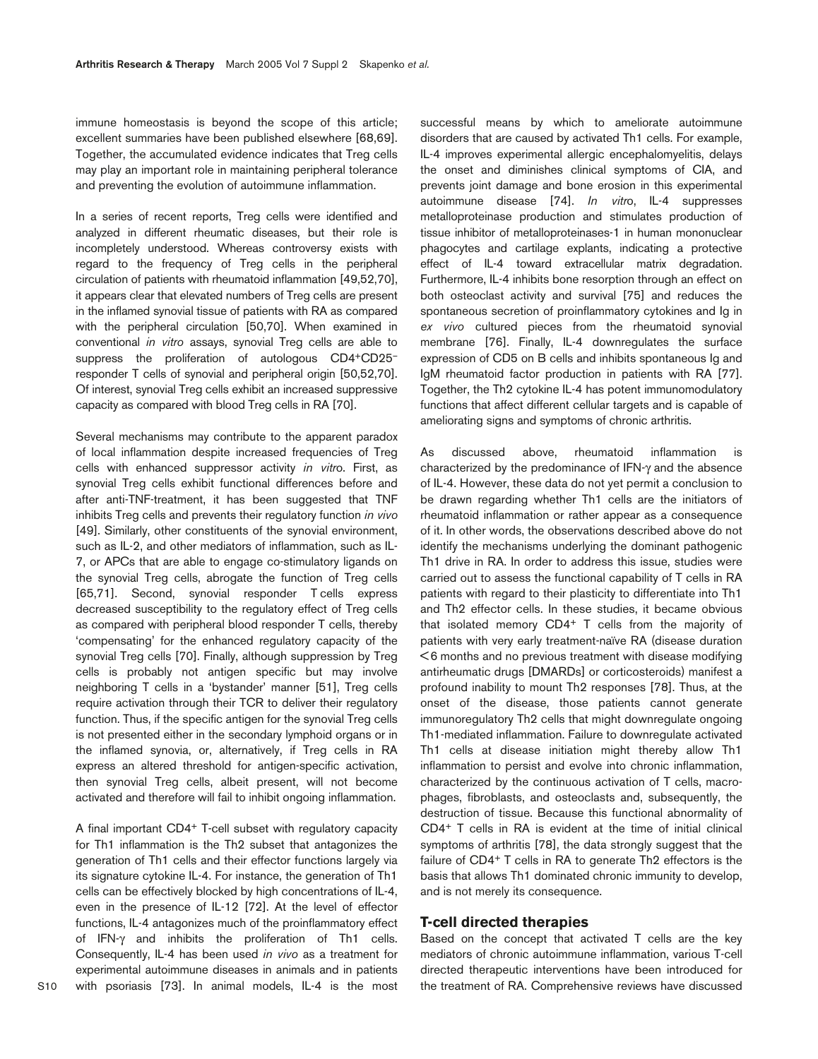immune homeostasis is beyond the scope of this article; excellent summaries have been published elsewhere [68,69]. Together, the accumulated evidence indicates that Treg cells may play an important role in maintaining peripheral tolerance and preventing the evolution of autoimmune inflammation.

In a series of recent reports, Treg cells were identified and analyzed in different rheumatic diseases, but their role is incompletely understood. Whereas controversy exists with regard to the frequency of Treg cells in the peripheral circulation of patients with rheumatoid inflammation [49,52,70], it appears clear that elevated numbers of Treg cells are present in the inflamed synovial tissue of patients with RA as compared with the peripheral circulation [50,70]. When examined in conventional *in vitro* assays, synovial Treg cells are able to suppress the proliferation of autologous CD4+CD25– responder T cells of synovial and peripheral origin [50,52,70]. Of interest, synovial Treg cells exhibit an increased suppressive capacity as compared with blood Treg cells in RA [70].

Several mechanisms may contribute to the apparent paradox of local inflammation despite increased frequencies of Treg cells with enhanced suppressor activity *in vitro*. First, as synovial Treg cells exhibit functional differences before and after anti-TNF-treatment, it has been suggested that TNF inhibits Treg cells and prevents their regulatory function *in vivo* [49]. Similarly, other constituents of the synovial environment, such as IL-2, and other mediators of inflammation, such as IL-7, or APCs that are able to engage co-stimulatory ligands on the synovial Treg cells, abrogate the function of Treg cells [65,71]. Second, synovial responder T cells express decreased susceptibility to the regulatory effect of Treg cells as compared with peripheral blood responder T cells, thereby 'compensating' for the enhanced regulatory capacity of the synovial Treg cells [70]. Finally, although suppression by Treg cells is probably not antigen specific but may involve neighboring T cells in a 'bystander' manner [51], Treg cells require activation through their TCR to deliver their regulatory function. Thus, if the specific antigen for the synovial Treg cells is not presented either in the secondary lymphoid organs or in the inflamed synovia, or, alternatively, if Treg cells in RA express an altered threshold for antigen-specific activation, then synovial Treg cells, albeit present, will not become activated and therefore will fail to inhibit ongoing inflammation.

A final important CD4+ T-cell subset with regulatory capacity for Th1 inflammation is the Th2 subset that antagonizes the generation of Th1 cells and their effector functions largely via its signature cytokine IL-4. For instance, the generation of Th1 cells can be effectively blocked by high concentrations of IL-4, even in the presence of IL-12 [72]. At the level of effector functions, IL-4 antagonizes much of the proinflammatory effect of IFN-γ and inhibits the proliferation of Th1 cells. Consequently, IL-4 has been used *in vivo* as a treatment for experimental autoimmune diseases in animals and in patients with psoriasis [73]. In animal models, IL-4 is the most successful means by which to ameliorate autoimmune disorders that are caused by activated Th1 cells. For example, IL-4 improves experimental allergic encephalomyelitis, delays the onset and diminishes clinical symptoms of CIA, and prevents joint damage and bone erosion in this experimental autoimmune disease [74]. *In vitro*, IL-4 suppresses metalloproteinase production and stimulates production of tissue inhibitor of metalloproteinases-1 in human mononuclear phagocytes and cartilage explants, indicating a protective effect of IL-4 toward extracellular matrix degradation. Furthermore, IL-4 inhibits bone resorption through an effect on both osteoclast activity and survival [75] and reduces the spontaneous secretion of proinflammatory cytokines and Ig in *ex vivo* cultured pieces from the rheumatoid synovial membrane [76]. Finally, IL-4 downregulates the surface expression of CD5 on B cells and inhibits spontaneous Ig and IgM rheumatoid factor production in patients with RA [77]. Together, the Th2 cytokine IL-4 has potent immunomodulatory functions that affect different cellular targets and is capable of ameliorating signs and symptoms of chronic arthritis.

As discussed above, rheumatoid inflammation is characterized by the predominance of IFN-γ and the absence of IL-4. However, these data do not yet permit a conclusion to be drawn regarding whether Th1 cells are the initiators of rheumatoid inflammation or rather appear as a consequence of it. In other words, the observations described above do not identify the mechanisms underlying the dominant pathogenic Th1 drive in RA. In order to address this issue, studies were carried out to assess the functional capability of T cells in RA patients with regard to their plasticity to differentiate into Th1 and Th2 effector cells. In these studies, it became obvious that isolated memory CD4+ T cells from the majority of patients with very early treatment-naïve RA (disease duration <6 months and no previous treatment with disease modifying antirheumatic drugs [DMARDs] or corticosteroids) manifest a profound inability to mount Th2 responses [78]. Thus, at the onset of the disease, those patients cannot generate immunoregulatory Th2 cells that might downregulate ongoing Th1-mediated inflammation. Failure to downregulate activated Th1 cells at disease initiation might thereby allow Th1 inflammation to persist and evolve into chronic inflammation, characterized by the continuous activation of T cells, macrophages, fibroblasts, and osteoclasts and, subsequently, the destruction of tissue. Because this functional abnormality of CD4+ T cells in RA is evident at the time of initial clinical symptoms of arthritis [78], the data strongly suggest that the failure of CD4+ T cells in RA to generate Th2 effectors is the basis that allows Th1 dominated chronic immunity to develop, and is not merely its consequence.

## T-cell directed therapies

Based on the concept that activated T cells are the key mediators of chronic autoimmune inflammation, various T-cell directed therapeutic interventions have been introduced for the treatment of RA. Comprehensive reviews have discussed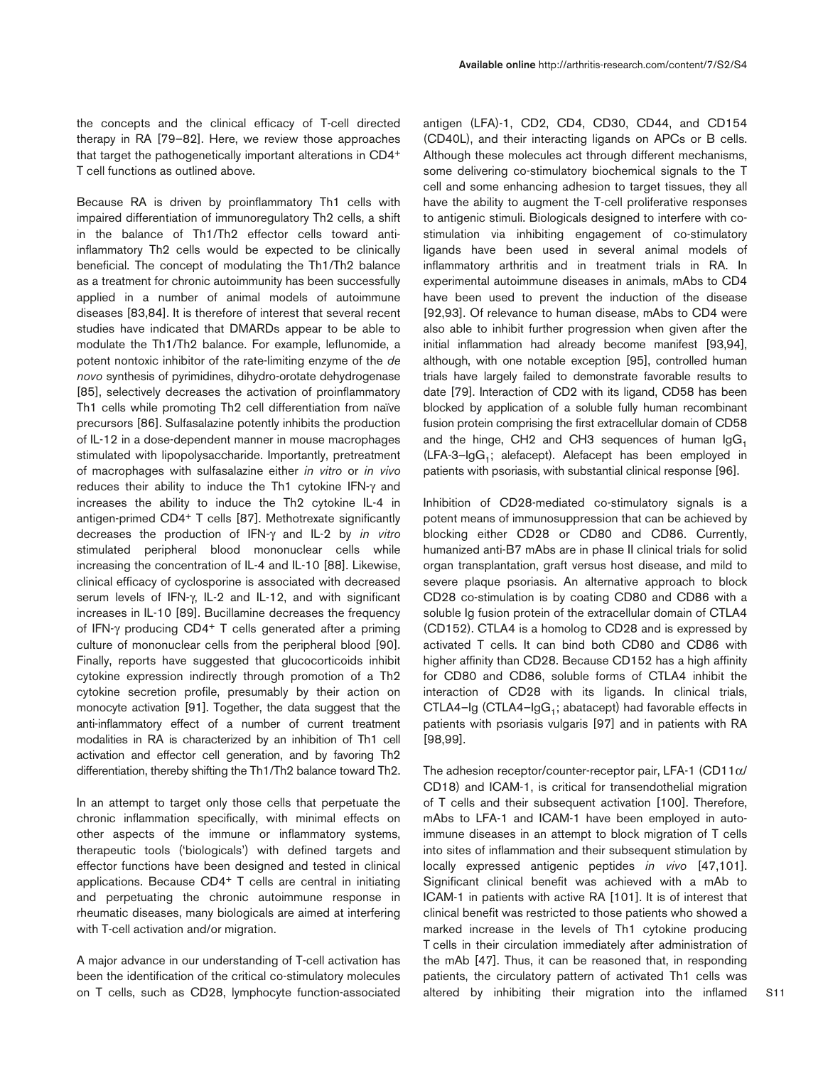the concepts and the clinical efficacy of T-cell directed therapy in RA [79–82]. Here, we review those approaches that target the pathogenetically important alterations in CD4+ T cell functions as outlined above.

Because RA is driven by proinflammatory Th1 cells with impaired differentiation of immunoregulatory Th2 cells, a shift in the balance of Th1/Th2 effector cells toward anti-inflammatory Th2 cells would be expected to be clinically beneficial. The concept of modulating the Th1/Th2 balance as a treatment for chronic autoimmunity has been successfully applied in a number of animal models of autoimmune diseases [83,84]. It is therefore of interest that several recent studies have indicated that DMARDs appear to be able to modulate the Th1/Th2 balance. For example, leflunomide, a potent nontoxic inhibitor of the rate-limiting enzyme of the *de novo* synthesis of pyrimidines, dihydro-orotate dehydrogenase [85], selectively decreases the activation of proinflammatory Th1 cells while promoting Th2 cell differentiation from naïve precursors [86]. Sulfasalazine potently inhibits the production of IL-12 in a dose-dependent manner in mouse macrophages stimulated with lipopolysaccharide. Importantly, pretreatment of macrophages with sulfasalazine either *in vitro* or *in vivo* reduces their ability to induce the Th1 cytokine IFN-γ and increases the ability to induce the Th2 cytokine IL-4 in antigen-primed CD4+ T cells [87]. Methotrexate significantly decreases the production of IFN-γ and IL-2 by *in vitro* stimulated peripheral blood mononuclear cells while increasing the concentration of IL-4 and IL-10 [88]. Likewise, clinical efficacy of cyclosporine is associated with decreased serum levels of IFN-γ, IL-2 and IL-12, and with significant increases in IL-10 [89]. Bucillamine decreases the frequency of IFN-γ producing CD4+ T cells generated after a priming culture of mononuclear cells from the peripheral blood [90]. Finally, reports have suggested that glucocorticoids inhibit cytokine expression indirectly through promotion of a Th2 cytokine secretion profile, presumably by their action on monocyte activation [91]. Together, the data suggest that the anti-inflammatory effect of a number of current treatment modalities in RA is characterized by an inhibition of Th1 cell activation and effector cell generation, and by favoring Th2 differentiation, thereby shifting the Th1/Th2 balance toward Th2.

In an attempt to target only those cells that perpetuate the chronic inflammation specifically, with minimal effects on other aspects of the immune or inflammatory systems, therapeutic tools ('biologicals') with defined targets and effector functions have been designed and tested in clinical applications. Because CD4+ T cells are central in initiating and perpetuating the chronic autoimmune response in rheumatic diseases, many biologicals are aimed at interfering with T-cell activation and/or migration.

A major advance in our understanding of T-cell activation has been the identification of the critical co-stimulatory molecules on T cells, such as CD28, lymphocyte function-associated antigen (LFA)-1, CD2, CD4, CD30, CD44, and CD154 (CD40L), and their interacting ligands on APCs or B cells. Although these molecules act through different mechanisms, some delivering co-stimulatory biochemical signals to the T cell and some enhancing adhesion to target tissues, they all have the ability to augment the T-cell proliferative responses to antigenic stimuli. Biologicals designed to interfere with co-stimulation via inhibiting engagement of co-stimulatory ligands have been used in several animal models of inflammatory arthritis and in treatment trials in RA. In experimental autoimmune diseases in animals, mAbs to CD4 have been used to prevent the induction of the disease [92,93]. Of relevance to human disease, mAbs to CD4 were also able to inhibit further progression when given after the initial inflammation had already become manifest [93,94], although, with one notable exception [95], controlled human trials have largely failed to demonstrate favorable results to date [79]. Interaction of CD2 with its ligand, CD58 has been blocked by application of a soluble fully human recombinant fusion protein comprising the first extracellular domain of CD58 and the hinge, CH2 and CH3 sequences of human $IgG_1$ (LFA-3–$IgG_1$; alefacept). Alefacept has been employed in patients with psoriasis, with substantial clinical response [96].

Inhibition of CD28-mediated co-stimulatory signals is a potent means of immunosuppression that can be achieved by blocking either CD28 or CD80 and CD86. Currently, humanized anti-B7 mAbs are in phase II clinical trials for solid organ transplantation, graft versus host disease, and mild to severe plaque psoriasis. An alternative approach to block CD28 co-stimulation is by coating CD80 and CD86 with a soluble Ig fusion protein of the extracellular domain of CTLA4 (CD152). CTLA4 is a homolog to CD28 and is expressed by activated T cells. It can bind both CD80 and CD86 with higher affinity than CD28. Because CD152 has a high affinity for CD80 and CD86, soluble forms of CTLA4 inhibit the interaction of CD28 with its ligands. In clinical trials, CTLA4–Ig (CTLA4–$IgG_1$; abatacept) had favorable effects in patients with psoriasis vulgaris [97] and in patients with RA [98,99].

The adhesion receptor/counter-receptor pair, LFA-1 (CD11α/CD18) and ICAM-1, is critical for transendothelial migration of T cells and their subsequent activation [100]. Therefore, mAbs to LFA-1 and ICAM-1 have been employed in autoimmune diseases in an attempt to block migration of T cells into sites of inflammation and their subsequent stimulation by locally expressed antigenic peptides *in vivo* [47,101]. Significant clinical benefit was achieved with a mAb to ICAM-1 in patients with active RA [101]. It is of interest that clinical benefit was restricted to those patients who showed a marked increase in the levels of Th1 cytokine producing T cells in their circulation immediately after administration of the mAb [47]. Thus, it can be reasoned that, in responding patients, the circulatory pattern of activated Th1 cells was altered by inhibiting their migration into the inflamed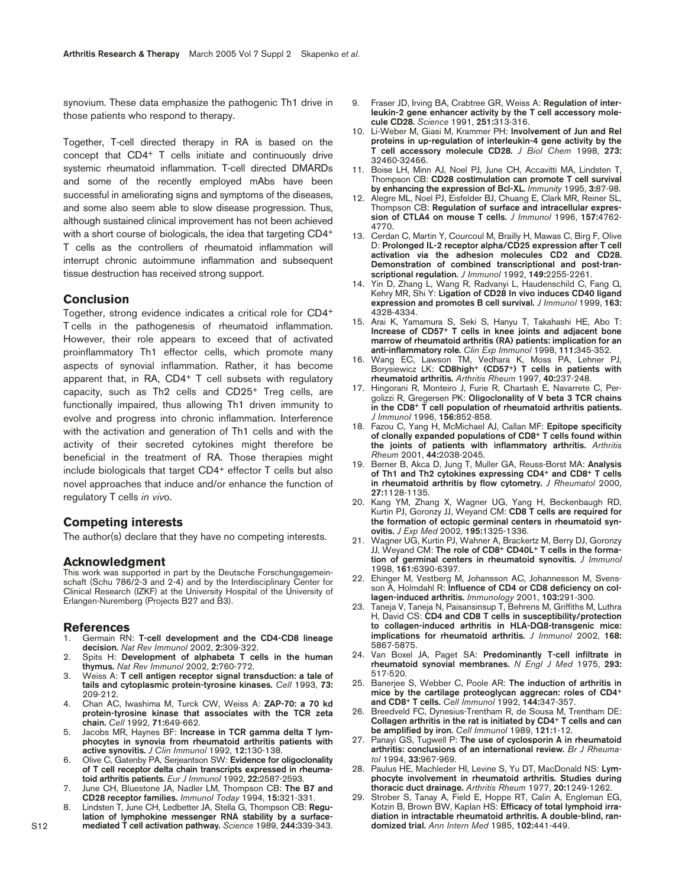synovium. These data emphasize the pathogenic Th1 drive in those patients who respond to therapy.

Together, T-cell directed therapy in RA is based on the concept that CD4+ T cells initiate and continuously drive systemic rheumatoid inflammation. T-cell directed DMARDs and some of the recently employed mAbs have been successful in ameliorating signs and symptoms of the diseases, and some also seem able to slow disease progression. Thus, although sustained clinical improvement has not been achieved with a short course of biologicals, the idea that targeting CD4+ T cells as the controllers of rheumatoid inflammation will interrupt chronic autoimmune inflammation and subsequent tissue destruction has received strong support.

## Conclusion

Together, strong evidence indicates a critical role for CD4+ T cells in the pathogenesis of rheumatoid inflammation. However, their role appears to exceed that of activated proinflammatory Th1 effector cells, which promote many aspects of synovial inflammation. Rather, it has become apparent that, in RA, CD4+ T cell subsets with regulatory capacity, such as Th2 cells and CD25+ Treg cells, are functionally impaired, thus allowing Th1 driven immunity to evolve and progress into chronic inflammation. Interference with the activation and generation of Th1 cells and with the activity of their secreted cytokines might therefore be beneficial in the treatment of RA. Those therapies might include biologicals that target CD4+ effector T cells but also novel approaches that induce and/or enhance the function of regulatory T cells *in vivo*.

## Competing interests

The author(s) declare that they have no competing interests.

## Acknowledgment

This work was supported in part by the Deutsche Forschungsgemeinschaft (Schu 786/2-3 and 2-4) and by the Interdisciplinary Center for Clinical Research (IZKF) at the University Hospital of the University of Erlangen-Nuremberg (Projects B27 and B3).

## References

1. Germain RN: **T-cell development and the CD4-CD8 lineage decision.** *Nat Rev Immunol* 2002, **2:**309-322.
2. Spits H: **Development of alphabeta T cells in the human thymus.** *Nat Rev Immunol* 2002, **2:**760-772.
3. Weiss A: **T cell antigen receptor signal transduction: a tale of tails and cytoplasmic protein-tyrosine kinases.** *Cell* 1993, **73:** 209-212.
4. Chan AC, Iwashima M, Turck CW, Weiss A: **ZAP-70: a 70 kd protein-tyrosine kinase that associates with the TCR zeta chain.** *Cell* 1992, **71:**649-662.
5. Jacobs MR, Haynes BF: **Increase in TCR gamma delta T lymphocytes in synovia from rheumatoid arthritis patients with active synovitis.** *J Clin Immunol* 1992, **12:**130-138.
6. Olive C, Gatenby PA, Serjeantson SW: **Evidence for oligoclonality of T cell receptor delta chain transcripts expressed in rheumatoid arthritis patients.** *Eur J Immunol* 1992, **22:**2587-2593.
7. June CH, Bluestone JA, Nadler LM, Thompson CB: **The B7 and CD28 receptor families.** *Immunol Today* 1994, **15:**321-331.
8. Lindsten T, June CH, Ledbetter JA, Stella G, Thompson CB: **Regulation of lymphokine messenger RNA stability by a surface-mediated T cell activation pathway.** *Science* 1989, **244:**339-343.
9. Fraser JD, Irving BA, Crabtree GR, Weiss A: **Regulation of interleukin-2 gene enhancer activity by the T cell accessory molecule CD28.** *Science* 1991, **251:**313-316.
10. Li-Weber M, Giasi M, Krammer PH: **Involvement of Jun and Rel proteins in up-regulation of interleukin-4 gene activity by the T cell accessory molecule CD28.** *J Biol Chem* 1998, **273:** 32460-32466.
11. Boise LH, Minn AJ, Noel PJ, June CH, Accavitti MA, Lindsten T, Thompson CB: **CD28 costimulation can promote T cell survival by enhancing the expression of Bcl-XL.** *Immunity* 1995, **3:**87-98.
12. Alegre ML, Noel PJ, Eisfelder BJ, Chuang E, Clark MR, Reiner SL, Thompson CB: **Regulation of surface and intracellular expression of CTLA4 on mouse T cells.** *J Immunol* 1996, **157:**4762-4770.
13. Cerdan C, Martin Y, Courcoul M, Brailly H, Mawas C, Birg F, Olive D: **Prolonged IL-2 receptor alpha/CD25 expression after T cell activation via the adhesion molecules CD2 and CD28. Demonstration of combined transcriptional and post-transcriptional regulation.** *J Immunol* 1992, **149:**2255-2261.
14. Yin D, Zhang L, Wang R, Radvanyi L, Haudenschild C, Fang Q, Kehry MR, Shi Y: **Ligation of CD28 In vivo induces CD40 ligand expression and promotes B cell survival.** *J Immunol* 1999, **163:** 4328-4334.
15. Arai K, Yamamura S, Seki S, Hanyu T, Takahashi HE, Abo T: **Increase of CD57+ T cells in knee joints and adjacent bone marrow of rheumatoid arthritis (RA) patients: implication for an anti-inflammatory role.** *Clin Exp Immunol* 1998, **111:**345-352.
16. Wang EC, Lawson TM, Vedhara K, Moss PA, Lehner PJ, Borysiewicz LK: **CD8high+ (CD57+) T cells in patients with rheumatoid arthritis.** *Arthritis Rheum* 1997, **40:**237-248.
17. Hingorani R, Monteiro J, Furie R, Chartash E, Navarrete C, Pergolizzi R, Gregersen PK: **Oligoclonality of V beta 3 TCR chains in the CD8+ T cell population of rheumatoid arthritis patients.** *J Immunol* 1996, **156:**852-858.
18. Fazou C, Yang H, McMichael AJ, Callan MF: **Epitope specificity of clonally expanded populations of CD8+ T cells found within the joints of patients with inflammatory arthritis.** *Arthritis Rheum* 2001, **44:**2038-2045.
19. Berner B, Akca D, Jung T, Muller GA, Reuss-Borst MA: **Analysis of Th1 and Th2 cytokines expressing CD4+ and CD8+ T cells in rheumatoid arthritis by flow cytometry.** *J Rheumatol* 2000, **27:**1128-1135.
20. Kang YM, Zhang X, Wagner UG, Yang H, Beckenbaugh RD, Kurtin PJ, Goronzy JJ, Weyand CM: **CD8 T cells are required for the formation of ectopic germinal centers in rheumatoid synovitis.** *J Exp Med* 2002, **195:**1325-1336.
21. Wagner UG, Kurtin PJ, Wahner A, Brackertz M, Berry DJ, Goronzy JJ, Weyand CM: **The role of CD8+ CD40L+ T cells in the formation of germinal centers in rheumatoid synovitis.** *J Immunol* 1998, **161:**6390-6397.
22. Ehinger M, Vestberg M, Johansson AC, Johannesson M, Svensson A, Holmdahl R: **Influence of CD4 or CD8 deficiency on collagen-induced arthritis.** *Immunology* 2001, **103:**291-300.
23. Taneja V, Taneja N, Paisansinsup T, Behrens M, Griffiths M, Luthra H, David CS: **CD4 and CD8 T cells in susceptibility/protection to collagen-induced arthritis in HLA-DQ8-transgenic mice: implications for rheumatoid arthritis.** *J Immunol* 2002, **168:** 5867-5875.
24. Van Boxel JA, Paget SA: **Predominantly T-cell infiltrate in rheumatoid synovial membranes.** *N Engl J Med* 1975, **293:** 517-520.
25. Banerjee S, Webber C, Poole AR: **The induction of arthritis in mice by the cartilage proteoglycan aggrecan: roles of CD4+ and CD8+ T cells.** *Cell Immunol* 1992, **144:**347-357.
26. Breedveld FC, Dynesius-Trentham R, de Sousa M, Trentham DE: **Collagen arthritis in the rat is initiated by CD4+ T cells and can be amplified by iron.** *Cell Immunol* 1989, **121:**1-12.
27. Panayi GS, Tugwell P: **The use of cyclosporin A in rheumatoid arthritis: conclusions of an international review.** *Br J Rheumatol* 1994, **33:**967-969.
28. Paulus HE, Machleder HI, Levine S, Yu DT, MacDonald NS: **Lymphocyte involvement in rheumatoid arthritis. Studies during thoracic duct drainage.** *Arthritis Rheum* 1977, **20:**1249-1262.
29. Strober S, Tanay A, Field E, Hoppe RT, Calin A, Engleman EG, Kotzin B, Brown BW, Kaplan HS: **Efficacy of total lymphoid irradiation in intractable rheumatoid arthritis. A double-blind, randomized trial.** *Ann Intern Med* 1985, **102:**441-449.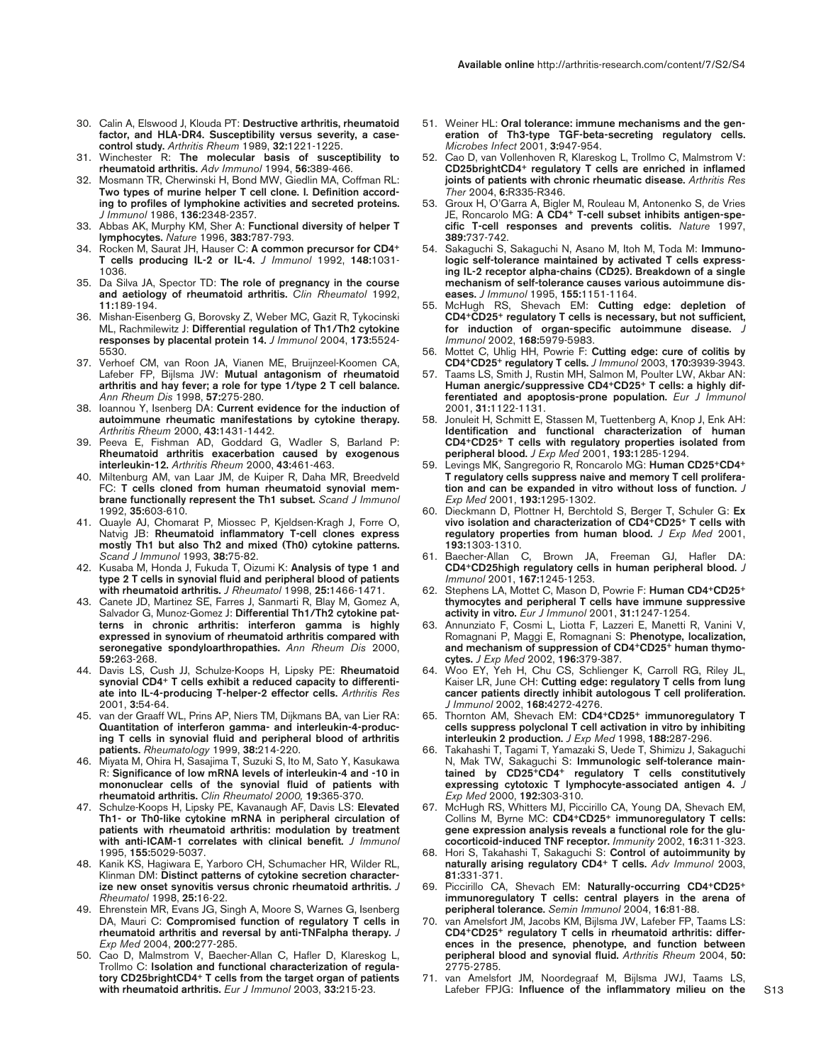30. Calin A, Elswood J, Klouda PT: **Destructive arthritis, rheumatoid factor, and HLA-DR4. Susceptibility versus severity, a case-control study.** *Arthritis Rheum* 1989, **32:**1221-1225.
31. Winchester R: **The molecular basis of susceptibility to rheumatoid arthritis.** *Adv Immunol* 1994, **56:**389-466.
32. Mosmann TR, Cherwinski H, Bond MW, Giedlin MA, Coffman RL: **Two types of murine helper T cell clone. I. Definition according to profiles of lymphokine activities and secreted proteins.** *J Immunol* 1986, **136:**2348-2357.
33. Abbas AK, Murphy KM, Sher A: **Functional diversity of helper T lymphocytes.** *Nature* 1996, **383:**787-793.
34. Rocken M, Saurat JH, Hauser C: **A common precursor for CD4+ T cells producing IL-2 or IL-4.** *J Immunol* 1992, **148:**1031-1036.
35. Da Silva JA, Spector TD: **The role of pregnancy in the course and aetiology of rheumatoid arthritis.** *Clin Rheumatol* 1992, **11:**189-194.
36. Mishan-Eisenberg G, Borovsky Z, Weber MC, Gazit R, Tykocinski ML, Rachmilewitz J: **Differential regulation of Th1/Th2 cytokine responses by placental protein 14.** *J Immunol* 2004, **173:**5524-5530.
37. Verhoef CM, van Roon JA, Vianen ME, Bruijnzeel-Koomen CA, Lafeber FP, Bijlsma JW: **Mutual antagonism of rheumatoid arthritis and hay fever; a role for type 1/type 2 T cell balance.** *Ann Rheum Dis* 1998, **57:**275-280.
38. Ioannou Y, Isenberg DA: **Current evidence for the induction of autoimmune rheumatic manifestations by cytokine therapy.** *Arthritis Rheum* 2000, **43:**1431-1442.
39. Peeva E, Fishman AD, Goddard G, Wadler S, Barland P: **Rheumatoid arthritis exacerbation caused by exogenous interleukin-12.** *Arthritis Rheum* 2000, **43:**461-463.
40. Miltenburg AM, van Laar JM, de Kuiper R, Daha MR, Breedveld FC: **T cells cloned from human rheumatoid synovial membrane functionally represent the Th1 subset.** *Scand J Immunol* 1992, **35:**603-610.
41. Quayle AJ, Chomarat P, Miossec P, Kjeldsen-Kragh J, Forre O, Natvig JB: **Rheumatoid inflammatory T-cell clones express mostly Th1 but also Th2 and mixed (Th0) cytokine patterns.** *Scand J Immunol* 1993, **38:**75-82.
42. Kusaba M, Honda J, Fukuda T, Oizumi K: **Analysis of type 1 and type 2 T cells in synovial fluid and peripheral blood of patients with rheumatoid arthritis.** *J Rheumatol* 1998, **25:**1466-1471.
43. Canete JD, Martinez SE, Farres J, Sanmarti R, Blay M, Gomez A, Salvador G, Munoz-Gomez J: **Differential Th1/Th2 cytokine patterns in chronic arthritis: interferon gamma is highly expressed in synovium of rheumatoid arthritis compared with seronegative spondyloarthropathies.** *Ann Rheum Dis* 2000, **59:**263-268.
44. Davis LS, Cush JJ, Schulze-Koops H, Lipsky PE: **Rheumatoid synovial CD4+ T cells exhibit a reduced capacity to differentiate into IL-4-producing T-helper-2 effector cells.** *Arthritis Res* 2001, **3:**54-64.
45. van der Graaff WL, Prins AP, Niers TM, Dijkmans BA, van Lier RA: **Quantitation of interferon gamma- and interleukin-4-producing T cells in synovial fluid and peripheral blood of arthritis patients.** *Rheumatology* 1999, **38:**214-220.
46. Miyata M, Ohira H, Sasajima T, Suzuki S, Ito M, Sato Y, Kasukawa R: **Significance of low mRNA levels of interleukin-4 and -10 in mononuclear cells of the synovial fluid of patients with rheumatoid arthritis.** *Clin Rheumatol 2000,* **19:**365-370.
47. Schulze-Koops H, Lipsky PE, Kavanaugh AF, Davis LS: **Elevated Th1- or Th0-like cytokine mRNA in peripheral circulation of patients with rheumatoid arthritis: modulation by treatment with anti-ICAM-1 correlates with clinical benefit.** *J Immunol* 1995, **155:**5029-5037.
48. Kanik KS, Hagiwara E, Yarboro CH, Schumacher HR, Wilder RL, Klinman DM: **Distinct patterns of cytokine secretion characterize new onset synovitis versus chronic rheumatoid arthritis.** *J Rheumatol* 1998, **25:**16-22.
49. Ehrenstein MR, Evans JG, Singh A, Moore S, Warnes G, Isenberg DA, Mauri C: **Compromised function of regulatory T cells in rheumatoid arthritis and reversal by anti-TNFalpha therapy.** *J Exp Med* 2004, **200:**277-285.
50. Cao D, Malmstrom V, Baecher-Allan C, Hafler D, Klareskog L, Trollmo C: **Isolation and functional characterization of regulatory CD25brightCD4+ T cells from the target organ of patients with rheumatoid arthritis.** *Eur J Immunol* 2003, **33:**215-23.
51. Weiner HL: **Oral tolerance: immune mechanisms and the generation of Th3-type TGF-beta-secreting regulatory cells.** *Microbes Infect* 2001, **3:**947-954.
52. Cao D, van Vollenhoven R, Klareskog L, Trollmo C, Malmstrom V: **CD25brightCD4+ regulatory T cells are enriched in inflamed joints of patients with chronic rheumatic disease.** *Arthritis Res Ther* 2004, **6:**R335-R346.
53. Groux H, O'Garra A, Bigler M, Rouleau M, Antonenko S, de Vries JE, Roncarolo MG: **A CD4+ T-cell subset inhibits antigen-specific T-cell responses and prevents colitis.** *Nature* 1997, **389:**737-742.
54. Sakaguchi S, Sakaguchi N, Asano M, Itoh M, Toda M: **Immunologic self-tolerance maintained by activated T cells expressing IL-2 receptor alpha-chains (CD25). Breakdown of a single mechanism of self-tolerance causes various autoimmune diseases.** *J Immunol* 1995, **155:**1151-1164.
55. McHugh RS, Shevach EM: **Cutting edge: depletion of CD4+CD25+ regulatory T cells is necessary, but not sufficient, for induction of organ-specific autoimmune disease.** *J Immunol* 2002, **168:**5979-5983.
56. Mottet C, Uhlig HH, Powrie F: **Cutting edge: cure of colitis by CD4+CD25+ regulatory T cells.** *J Immunol* 2003, **170:**3939-3943.
57. Taams LS, Smith J, Rustin MH, Salmon M, Poulter LW, Akbar AN: **Human anergic/suppressive CD4+CD25+ T cells: a highly differentiated and apoptosis-prone population.** *Eur J Immunol* 2001, **31:**1122-1131.
58. Jonuleit H, Schmitt E, Stassen M, Tuettenberg A, Knop J, Enk AH: **Identification and functional characterization of human CD4+CD25+ T cells with regulatory properties isolated from peripheral blood.** *J Exp Med* 2001, **193:**1285-1294.
59. Levings MK, Sangregorio R, Roncarolo MG: **Human CD25+CD4+ T regulatory cells suppress naive and memory T cell proliferation and can be expanded in vitro without loss of function.** *J Exp Med* 2001, **193:**1295-1302.
60. Dieckmann D, Plottner H, Berchtold S, Berger T, Schuler G: **Ex vivo isolation and characterization of CD4+CD25+ T cells with regulatory properties from human blood.** *J Exp Med* 2001, **193:**1303-1310.
61. Baecher-Allan C, Brown JA, Freeman GJ, Hafler DA: **CD4+CD25high regulatory cells in human peripheral blood.** *J Immunol* 2001, **167:**1245-1253.
62. Stephens LA, Mottet C, Mason D, Powrie F: **Human CD4+CD25+ thymocytes and peripheral T cells have immune suppressive activity in vitro.** *Eur J Immunol* 2001, **31:**1247-1254.
63. Annunziato F, Cosmi L, Liotta F, Lazzeri E, Manetti R, Vanini V, Romagnani P, Maggi E, Romagnani S: **Phenotype, localization, and mechanism of suppression of CD4+CD25+ human thymocytes.** *J Exp Med* 2002, **196:**379-387.
64. Woo EY, Yeh H, Chu CS, Schlienger K, Carroll RG, Riley JL, Kaiser LR, June CH: **Cutting edge: regulatory T cells from lung cancer patients directly inhibit autologous T cell proliferation.** *J Immunol* 2002, **168:**4272-4276.
65. Thornton AM, Shevach EM: **CD4+CD25+ immunoregulatory T cells suppress polyclonal T cell activation in vitro by inhibiting interleukin 2 production.** *J Exp Med* 1998, **188:**287-296.
66. Takahashi T, Tagami T, Yamazaki S, Uede T, Shimizu J, Sakaguchi N, Mak TW, Sakaguchi S: **Immunologic self-tolerance maintained by CD25+CD4+ regulatory T cells constitutively expressing cytotoxic T lymphocyte-associated antigen 4.** *J Exp Med* 2000, **192:**303-310.
67. McHugh RS, Whitters MJ, Piccirillo CA, Young DA, Shevach EM, Collins M, Byrne MC: **CD4+CD25+ immunoregulatory T cells: gene expression analysis reveals a functional role for the glucocorticoid-induced TNF receptor.** *Immunity* 2002, **16:**311-323.
68. Hori S, Takahashi T, Sakaguchi S: **Control of autoimmunity by naturally arising regulatory CD4+ T cells.** *Adv Immunol* 2003, **81:**331-371.
69. Piccirillo CA, Shevach EM: **Naturally-occurring CD4+CD25+ immunoregulatory T cells: central players in the arena of peripheral tolerance.** *Semin Immunol* 2004, **16:**81-88.
70. van Amelsfort JM, Jacobs KM, Bijlsma JW, Lafeber FP, Taams LS: **CD4+CD25+ regulatory T cells in rheumatoid arthritis: differences in the presence, phenotype, and function between peripheral blood and synovial fluid.** *Arthritis Rheum* 2004, **50:** 2775-2785.
71. van Amelsfort JM, Noordegraaf M, Bijlsma JWJ, Taams LS, Lafeber FPJG: **Influence of the inflammatory milieu on the**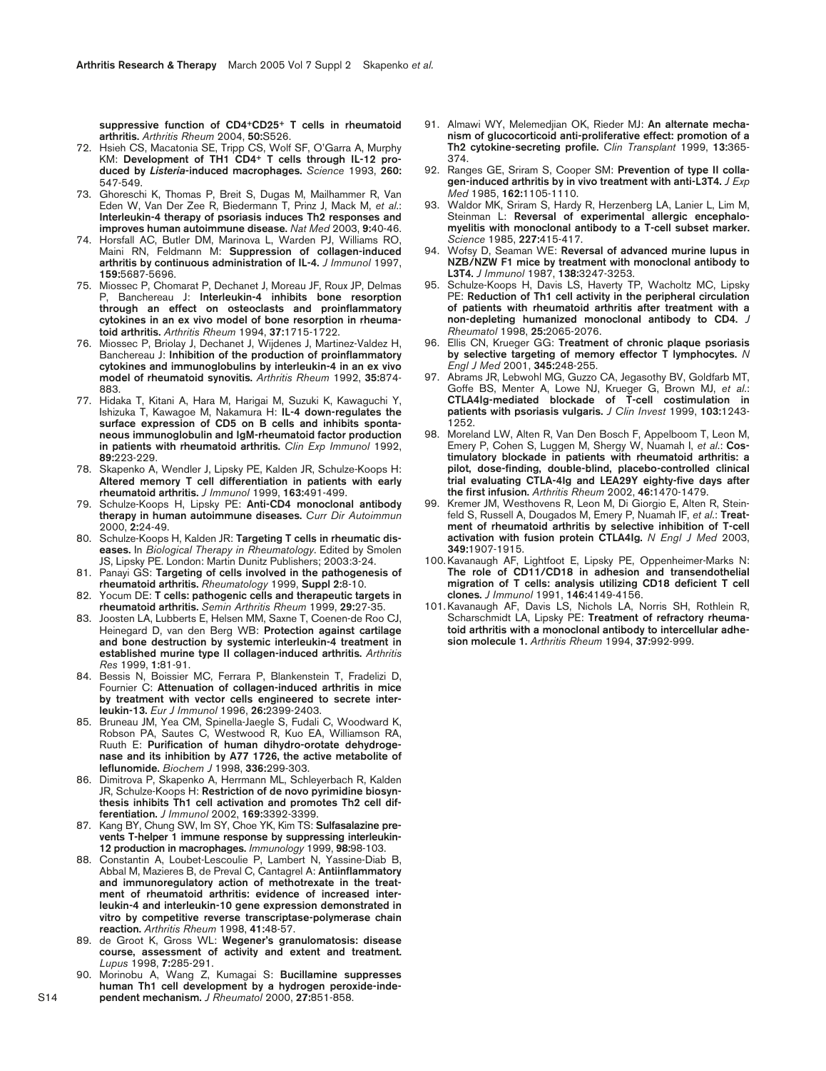suppressive function of CD4+CD25+ T cells in rheumatoid arthritis. *Arthritis Rheum* 2004, 50:S526.

72. Hsieh CS, Macatonia SE, Tripp CS, Wolf SF, O'Garra A, Murphy KM: **Development of TH1 CD4+ T cells through IL-12 produced by *Listeria*-induced macrophages.** *Science* 1993, **260:** 547-549.
73. Ghoreschi K, Thomas P, Breit S, Dugas M, Mailhammer R, Van Eden W, Van Der Zee R, Biedermann T, Prinz J, Mack M, *et al.*: **Interleukin-4 therapy of psoriasis induces Th2 responses and improves human autoimmune disease.** *Nat Med* 2003, **9:**40-46.
74. Horsfall AC, Butler DM, Marinova L, Warden PJ, Williams RO, Maini RN, Feldmann M: **Suppression of collagen-induced arthritis by continuous administration of IL-4.** *J Immunol* 1997, **159:**5687-5696.
75. Miossec P, Chomarat P, Dechanet J, Moreau JF, Roux JP, Delmas P, Banchereau J: **Interleukin-4 inhibits bone resorption through an effect on osteoclasts and proinflammatory cytokines in an ex vivo model of bone resorption in rheumatoid arthritis.** *Arthritis Rheum* 1994, **37:**1715-1722.
76. Miossec P, Briolay J, Dechanet J, Wijdenes J, Martinez-Valdez H, Banchereau J: **Inhibition of the production of proinflammatory cytokines and immunoglobulins by interleukin-4 in an ex vivo model of rheumatoid synovitis.** *Arthritis Rheum* 1992, **35:**874-883.
77. Hidaka T, Kitani A, Hara M, Harigai M, Suzuki K, Kawaguchi Y, Ishizuka T, Kawagoe M, Nakamura H: **IL-4 down-regulates the surface expression of CD5 on B cells and inhibits spontaneous immunoglobulin and IgM-rheumatoid factor production in patients with rheumatoid arthritis.** *Clin Exp Immunol* 1992, **89:**223-229.
78. Skapenko A, Wendler J, Lipsky PE, Kalden JR, Schulze-Koops H: **Altered memory T cell differentiation in patients with early rheumatoid arthritis.** *J Immunol* 1999, **163:**491-499.
79. Schulze-Koops H, Lipsky PE: **Anti-CD4 monoclonal antibody therapy in human autoimmune diseases.** *Curr Dir Autoimmun* 2000, **2:**24-49.
80. Schulze-Koops H, Kalden JR: **Targeting T cells in rheumatic diseases.** In *Biological Therapy in Rheumatology*. Edited by Smolen JS, Lipsky PE. London: Martin Dunitz Publishers; 2003:3-24.
81. Panayi GS: **Targeting of cells involved in the pathogenesis of rheumatoid arthritis.** *Rheumatology* 1999, **Suppl 2:**8-10.
82. Yocum DE: **T cells: pathogenic cells and therapeutic targets in rheumatoid arthritis.** *Semin Arthritis Rheum* 1999, **29:**27-35.
83. Joosten LA, Lubberts E, Helsen MM, Saxne T, Coenen-de Roo CJ, Heinegard D, van den Berg WB: **Protection against cartilage and bone destruction by systemic interleukin-4 treatment in established murine type II collagen-induced arthritis.** *Arthritis Res* 1999, **1:**81-91.
84. Bessis N, Boissier MC, Ferrara P, Blankenstein T, Fradelizi D, Fournier C: **Attenuation of collagen-induced arthritis in mice by treatment with vector cells engineered to secrete interleukin-13.** *Eur J Immunol* 1996, **26:**2399-2403.
85. Bruneau JM, Yea CM, Spinella-Jaegle S, Fudali C, Woodward K, Robson PA, Sautes C, Westwood R, Kuo EA, Williamson RA, Ruuth E: **Purification of human dihydro-orotate dehydrogenase and its inhibition by A77 1726, the active metabolite of leflunomide.** *Biochem J* 1998, **336:**299-303.
86. Dimitrova P, Skapenko A, Herrmann ML, Schleyerbach R, Kalden JR, Schulze-Koops H: **Restriction of de novo pyrimidine biosynthesis inhibits Th1 cell activation and promotes Th2 cell differentiation.** *J Immunol* 2002, **169:**3392-3399.
87. Kang BY, Chung SW, Im SY, Choe YK, Kim TS: **Sulfasalazine prevents T-helper 1 immune response by suppressing interleukin-12 production in macrophages.** *Immunology* 1999, **98:**98-103.
88. Constantin A, Loubet-Lescoulie P, Lambert N, Yassine-Diab B, Abbal M, Mazieres B, de Preval C, Cantagrel A: **Antiinflammatory and immunoregulatory action of methotrexate in the treatment of rheumatoid arthritis: evidence of increased interleukin-4 and interleukin-10 gene expression demonstrated in vitro by competitive reverse transcriptase-polymerase chain reaction.** *Arthritis Rheum* 1998, **41:**48-57.
89. de Groot K, Gross WL: **Wegener's granulomatosis: disease course, assessment of activity and extent and treatment.** *Lupus* 1998, **7:**285-291.
90. Morinobu A, Wang Z, Kumagai S: **Bucillamine suppresses human Th1 cell development by a hydrogen peroxide-independent mechanism.** *J Rheumatol* 2000, **27:**851-858.
91. Almawi WY, Melemedjian OK, Rieder MJ: **An alternate mechanism of glucocorticoid anti-proliferative effect: promotion of a Th2 cytokine-secreting profile.** *Clin Transplant* 1999, **13:**365-374.
92. Ranges GE, Sriram S, Cooper SM: **Prevention of type II collagen-induced arthritis by in vivo treatment with anti-L3T4.** *J Exp Med* 1985, **162:**1105-1110.
93. Waldor MK, Sriram S, Hardy R, Herzenberg LA, Lanier L, Lim M, Steinman L: **Reversal of experimental allergic encephalomyelitis with monoclonal antibody to a T-cell subset marker.** *Science* 1985, **227:**415-417.
94. Wofsy D, Seaman WE: **Reversal of advanced murine lupus in NZB/NZW F1 mice by treatment with monoclonal antibody to L3T4.** *J Immunol* 1987, **138:**3247-3253.
95. Schulze-Koops H, Davis LS, Haverty TP, Wacholtz MC, Lipsky PE: **Reduction of Th1 cell activity in the peripheral circulation of patients with rheumatoid arthritis after treatment with a non-depleting humanized monoclonal antibody to CD4.** *J Rheumatol* 1998, **25:**2065-2076.
96. Ellis CN, Krueger GG: **Treatment of chronic plaque psoriasis by selective targeting of memory effector T lymphocytes.** *N Engl J Med* 2001, **345:**248-255.
97. Abrams JR, Lebwohl MG, Guzzo CA, Jegasothy BV, Goldfarb MT, Goffe BS, Menter A, Lowe NJ, Krueger G, Brown MJ, *et al.*: **CTLA4Ig-mediated blockade of T-cell costimulation in patients with psoriasis vulgaris.** *J Clin Invest* 1999, **103:**1243-1252.
98. Moreland LW, Alten R, Van Den Bosch F, Appelboom T, Leon M, Emery P, Cohen S, Luggen M, Shergy W, Nuamah I, *et al.*: **Costimulatory blockade in patients with rheumatoid arthritis: a pilot, dose-finding, double-blind, placebo-controlled clinical trial evaluating CTLA-4Ig and LEA29Y eighty-five days after the first infusion.** *Arthritis Rheum* 2002, **46:**1470-1479.
99. Kremer JM, Westhovens R, Leon M, Di Giorgio E, Alten R, Steinfeld S, Russell A, Dougados M, Emery P, Nuamah IF, *et al.*: **Treatment of rheumatoid arthritis by selective inhibition of T-cell activation with fusion protein CTLA4Ig.** *N Engl J Med* 2003, **349:**1907-1915.
100. Kavanaugh AF, Lightfoot E, Lipsky PE, Oppenheimer-Marks N: **The role of CD11/CD18 in adhesion and transendothelial migration of T cells: analysis utilizing CD18 deficient T cell clones.** *J Immunol* 1991, **146:**4149-4156.
101. Kavanaugh AF, Davis LS, Nichols LA, Norris SH, Rothlein R, Scharschmidt LA, Lipsky PE: **Treatment of refractory rheumatoid arthritis with a monoclonal antibody to intercellular adhesion molecule 1.** *Arthritis Rheum* 1994, **37:**992-999.